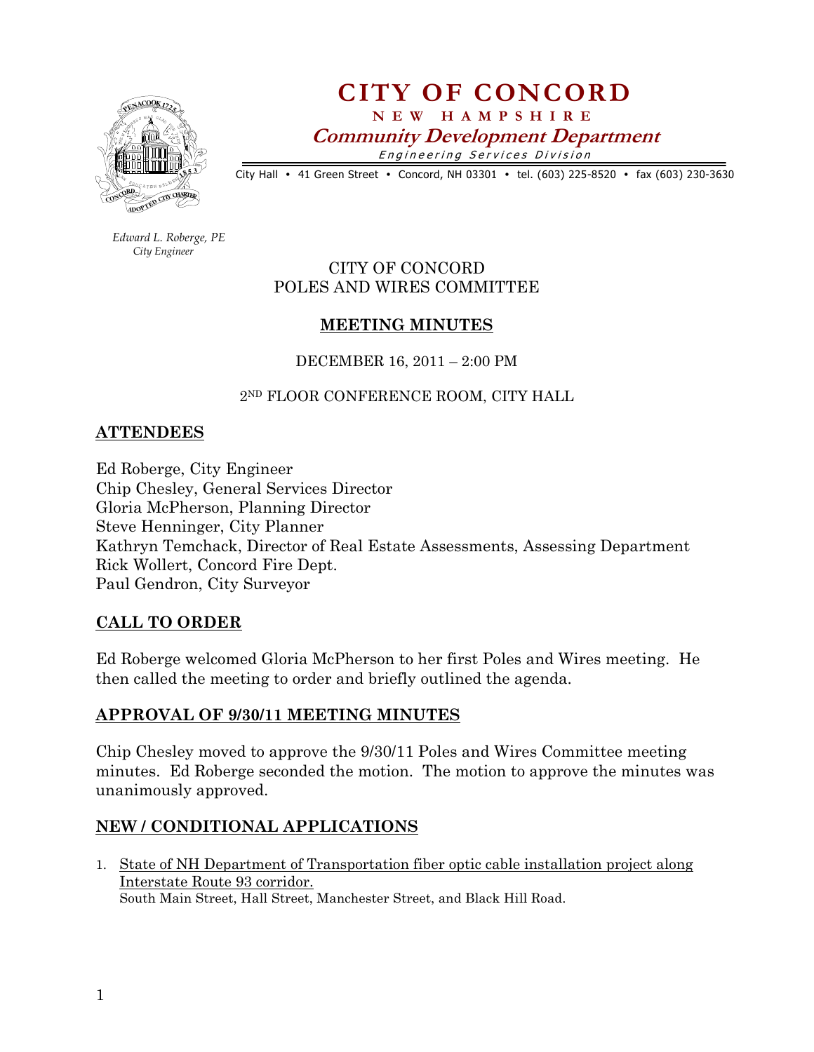# CITY OF CONCORD

**NEW HAMPSHIRE**

***Community Development Department***

*Engineering Services Division*

City Hall • 41 Green Street • Concord, NH 03301 • tel. (603) 225-8520 • fax (603) 230-3630

*Edward L. Roberge, PE*
*City Engineer*

CITY OF CONCORD
POLES AND WIRES COMMITTEE

## MEETING MINUTES

DECEMBER 16, 2011 – 2:00 PM

2ND FLOOR CONFERENCE ROOM, CITY HALL

## ATTENDEES

Ed Roberge, City Engineer
Chip Chesley, General Services Director
Gloria McPherson, Planning Director
Steve Henninger, City Planner
Kathryn Temchack, Director of Real Estate Assessments, Assessing Department
Rick Wollert, Concord Fire Dept.
Paul Gendron, City Surveyor

## CALL TO ORDER

Ed Roberge welcomed Gloria McPherson to her first Poles and Wires meeting. He then called the meeting to order and briefly outlined the agenda.

## APPROVAL OF 9/30/11 MEETING MINUTES

Chip Chesley moved to approve the 9/30/11 Poles and Wires Committee meeting minutes. Ed Roberge seconded the motion. The motion to approve the minutes was unanimously approved.

## NEW / CONDITIONAL APPLICATIONS

1. State of NH Department of Transportation fiber optic cable installation project along Interstate Route 93 corridor.
   South Main Street, Hall Street, Manchester Street, and Black Hill Road.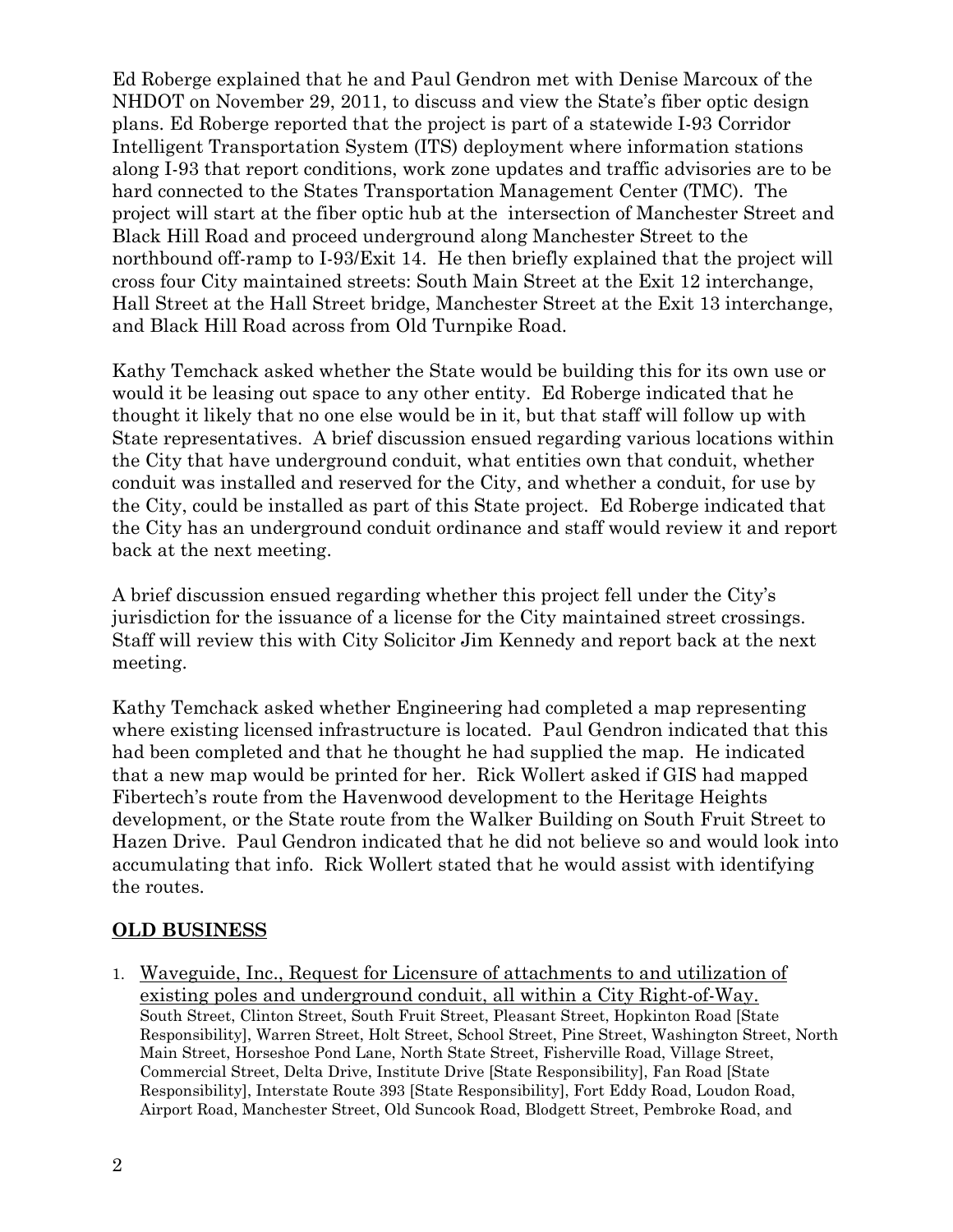Ed Roberge explained that he and Paul Gendron met with Denise Marcoux of the NHDOT on November 29, 2011, to discuss and view the State's fiber optic design plans. Ed Roberge reported that the project is part of a statewide I-93 Corridor Intelligent Transportation System (ITS) deployment where information stations along I-93 that report conditions, work zone updates and traffic advisories are to be hard connected to the States Transportation Management Center (TMC). The project will start at the fiber optic hub at the intersection of Manchester Street and Black Hill Road and proceed underground along Manchester Street to the northbound off-ramp to I-93/Exit 14. He then briefly explained that the project will cross four City maintained streets: South Main Street at the Exit 12 interchange, Hall Street at the Hall Street bridge, Manchester Street at the Exit 13 interchange, and Black Hill Road across from Old Turnpike Road.

Kathy Temchack asked whether the State would be building this for its own use or would it be leasing out space to any other entity. Ed Roberge indicated that he thought it likely that no one else would be in it, but that staff will follow up with State representatives. A brief discussion ensued regarding various locations within the City that have underground conduit, what entities own that conduit, whether conduit was installed and reserved for the City, and whether a conduit, for use by the City, could be installed as part of this State project. Ed Roberge indicated that the City has an underground conduit ordinance and staff would review it and report back at the next meeting.

A brief discussion ensued regarding whether this project fell under the City's jurisdiction for the issuance of a license for the City maintained street crossings. Staff will review this with City Solicitor Jim Kennedy and report back at the next meeting.

Kathy Temchack asked whether Engineering had completed a map representing where existing licensed infrastructure is located. Paul Gendron indicated that this had been completed and that he thought he had supplied the map. He indicated that a new map would be printed for her. Rick Wollert asked if GIS had mapped Fibertech's route from the Havenwood development to the Heritage Heights development, or the State route from the Walker Building on South Fruit Street to Hazen Drive. Paul Gendron indicated that he did not believe so and would look into accumulating that info. Rick Wollert stated that he would assist with identifying the routes.

## OLD BUSINESS

1. Waveguide, Inc., Request for Licensure of attachments to and utilization of existing poles and underground conduit, all within a City Right-of-Way.
   South Street, Clinton Street, South Fruit Street, Pleasant Street, Hopkinton Road [State Responsibility], Warren Street, Holt Street, School Street, Pine Street, Washington Street, North Main Street, Horseshoe Pond Lane, North State Street, Fisherville Road, Village Street, Commercial Street, Delta Drive, Institute Drive [State Responsibility], Fan Road [State Responsibility], Interstate Route 393 [State Responsibility], Fort Eddy Road, Loudon Road, Airport Road, Manchester Street, Old Suncook Road, Blodgett Street, Pembroke Road, and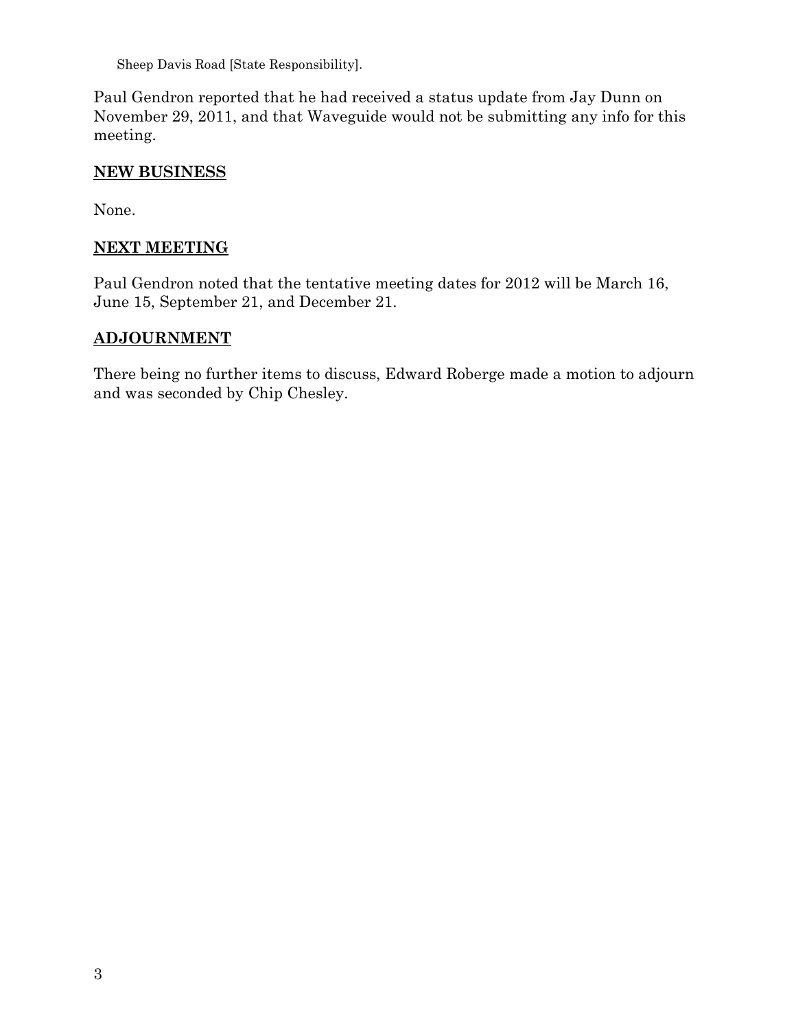Sheep Davis Road [State Responsibility].

Paul Gendron reported that he had received a status update from Jay Dunn on November 29, 2011, and that Waveguide would not be submitting any info for this meeting.

## NEW BUSINESS

None.

## NEXT MEETING

Paul Gendron noted that the tentative meeting dates for 2012 will be March 16, June 15, September 21, and December 21.

## ADJOURNMENT

There being no further items to discuss, Edward Roberge made a motion to adjourn and was seconded by Chip Chesley.